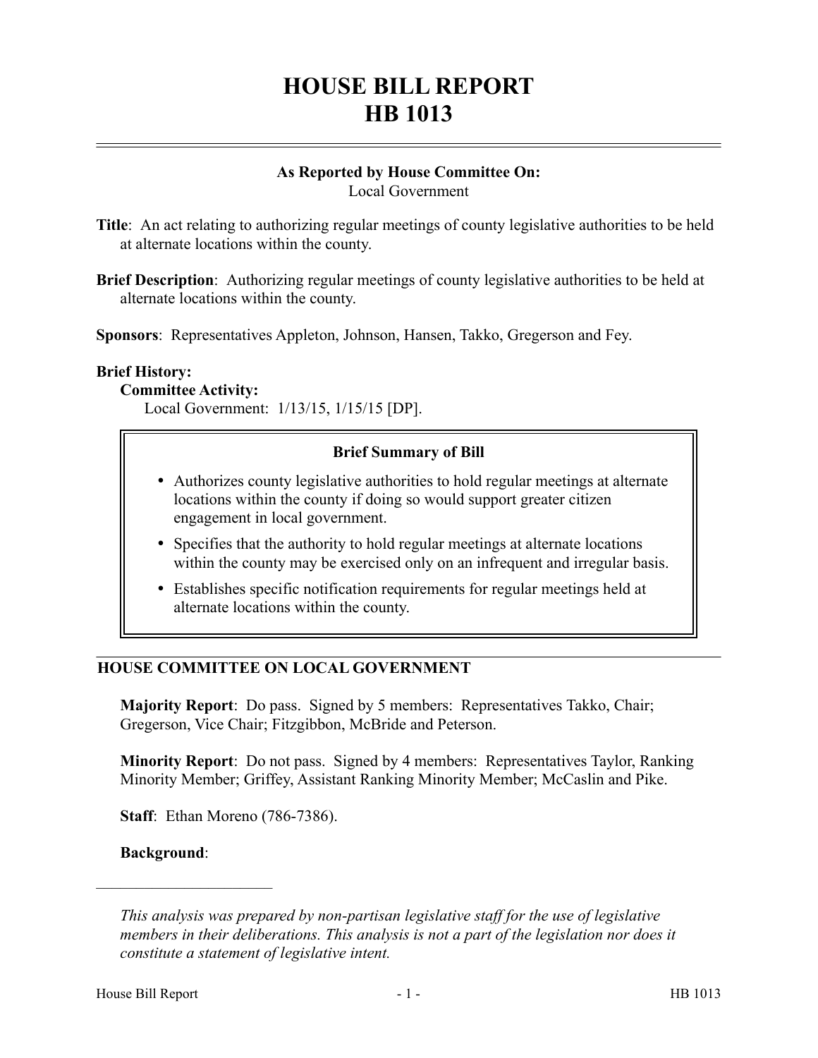# HOUSE BILL REPORT
# HB 1013

**As Reported by House Committee On:**
Local Government

**Title**: An act relating to authorizing regular meetings of county legislative authorities to be held at alternate locations within the county.

**Brief Description**: Authorizing regular meetings of county legislative authorities to be held at alternate locations within the county.

**Sponsors**: Representatives Appleton, Johnson, Hansen, Takko, Gregerson and Fey.

**Brief History:**

**Committee Activity:**

Local Government: 1/13/15, 1/15/15 [DP].

**Brief Summary of Bill**

- Authorizes county legislative authorities to hold regular meetings at alternate locations within the county if doing so would support greater citizen engagement in local government.
- Specifies that the authority to hold regular meetings at alternate locations within the county may be exercised only on an infrequent and irregular basis.
- Establishes specific notification requirements for regular meetings held at alternate locations within the county.

## HOUSE COMMITTEE ON LOCAL GOVERNMENT

**Majority Report**: Do pass. Signed by 5 members: Representatives Takko, Chair; Gregerson, Vice Chair; Fitzgibbon, McBride and Peterson.

**Minority Report**: Do not pass. Signed by 4 members: Representatives Taylor, Ranking Minority Member; Griffey, Assistant Ranking Minority Member; McCaslin and Pike.

**Staff**: Ethan Moreno (786-7386).

**Background**:

---

*This analysis was prepared by non-partisan legislative staff for the use of legislative members in their deliberations. This analysis is not a part of the legislation nor does it constitute a statement of legislative intent.*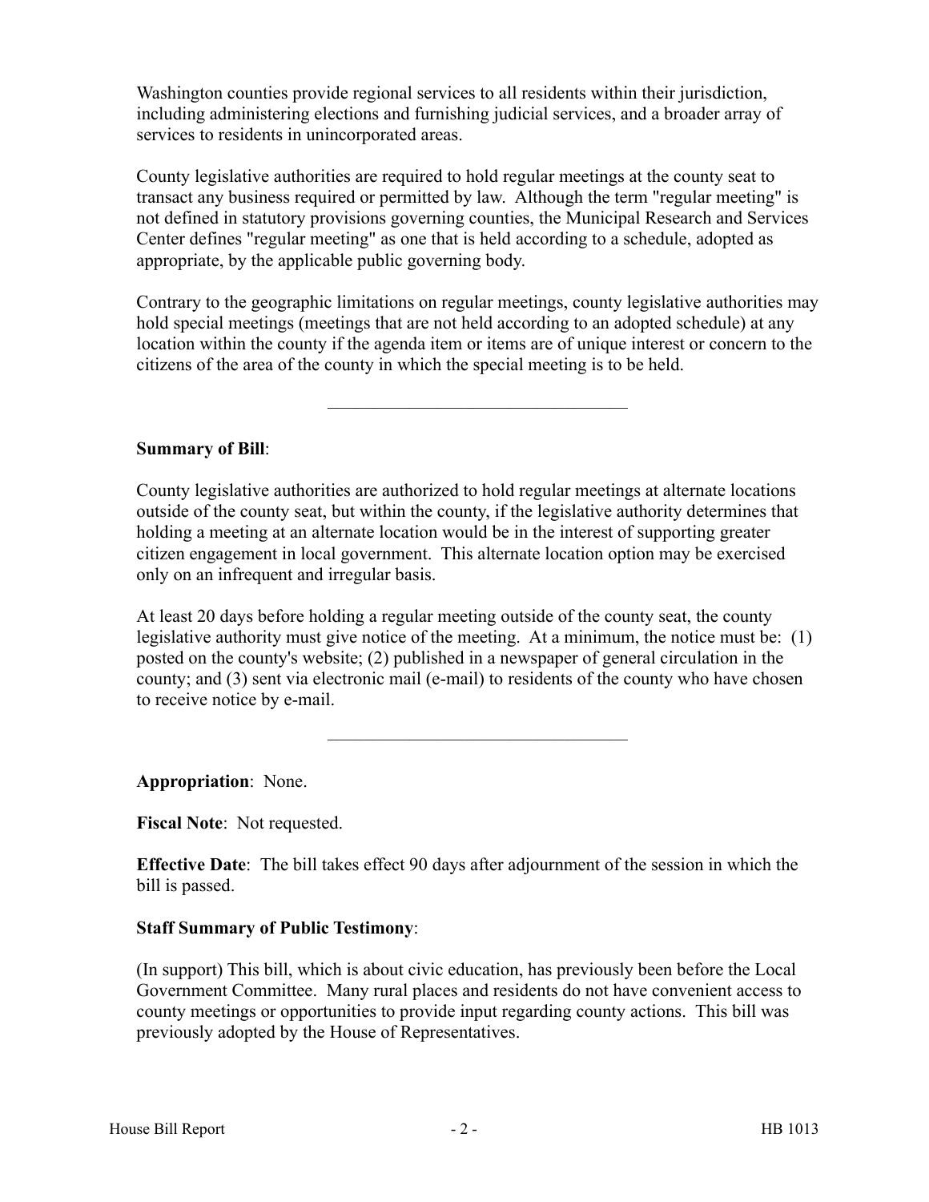Washington counties provide regional services to all residents within their jurisdiction, including administering elections and furnishing judicial services, and a broader array of services to residents in unincorporated areas.

County legislative authorities are required to hold regular meetings at the county seat to transact any business required or permitted by law. Although the term "regular meeting" is not defined in statutory provisions governing counties, the Municipal Research and Services Center defines "regular meeting" as one that is held according to a schedule, adopted as appropriate, by the applicable public governing body.

Contrary to the geographic limitations on regular meetings, county legislative authorities may hold special meetings (meetings that are not held according to an adopted schedule) at any location within the county if the agenda item or items are of unique interest or concern to the citizens of the area of the county in which the special meeting is to be held.

---

**Summary of Bill**:

County legislative authorities are authorized to hold regular meetings at alternate locations outside of the county seat, but within the county, if the legislative authority determines that holding a meeting at an alternate location would be in the interest of supporting greater citizen engagement in local government. This alternate location option may be exercised only on an infrequent and irregular basis.

At least 20 days before holding a regular meeting outside of the county seat, the county legislative authority must give notice of the meeting. At a minimum, the notice must be: (1) posted on the county's website; (2) published in a newspaper of general circulation in the county; and (3) sent via electronic mail (e-mail) to residents of the county who have chosen to receive notice by e-mail.

---

**Appropriation**: None.

**Fiscal Note**: Not requested.

**Effective Date**: The bill takes effect 90 days after adjournment of the session in which the bill is passed.

**Staff Summary of Public Testimony**:

(In support) This bill, which is about civic education, has previously been before the Local Government Committee. Many rural places and residents do not have convenient access to county meetings or opportunities to provide input regarding county actions. This bill was previously adopted by the House of Representatives.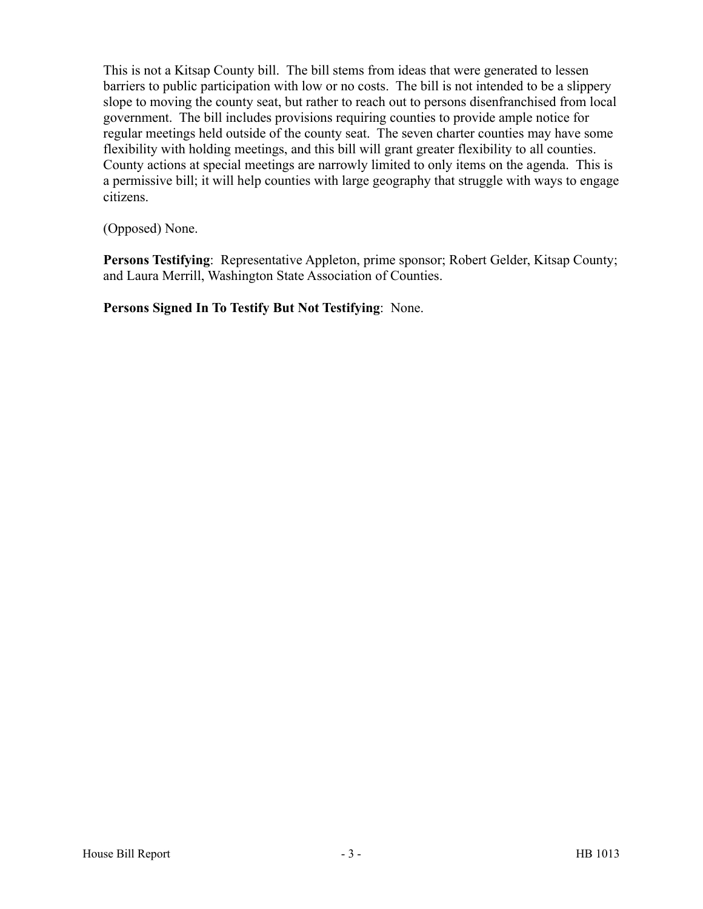This is not a Kitsap County bill. The bill stems from ideas that were generated to lessen barriers to public participation with low or no costs. The bill is not intended to be a slippery slope to moving the county seat, but rather to reach out to persons disenfranchised from local government. The bill includes provisions requiring counties to provide ample notice for regular meetings held outside of the county seat. The seven charter counties may have some flexibility with holding meetings, and this bill will grant greater flexibility to all counties. County actions at special meetings are narrowly limited to only items on the agenda. This is a permissive bill; it will help counties with large geography that struggle with ways to engage citizens.

(Opposed) None.

**Persons Testifying**: Representative Appleton, prime sponsor; Robert Gelder, Kitsap County; and Laura Merrill, Washington State Association of Counties.

**Persons Signed In To Testify But Not Testifying**: None.